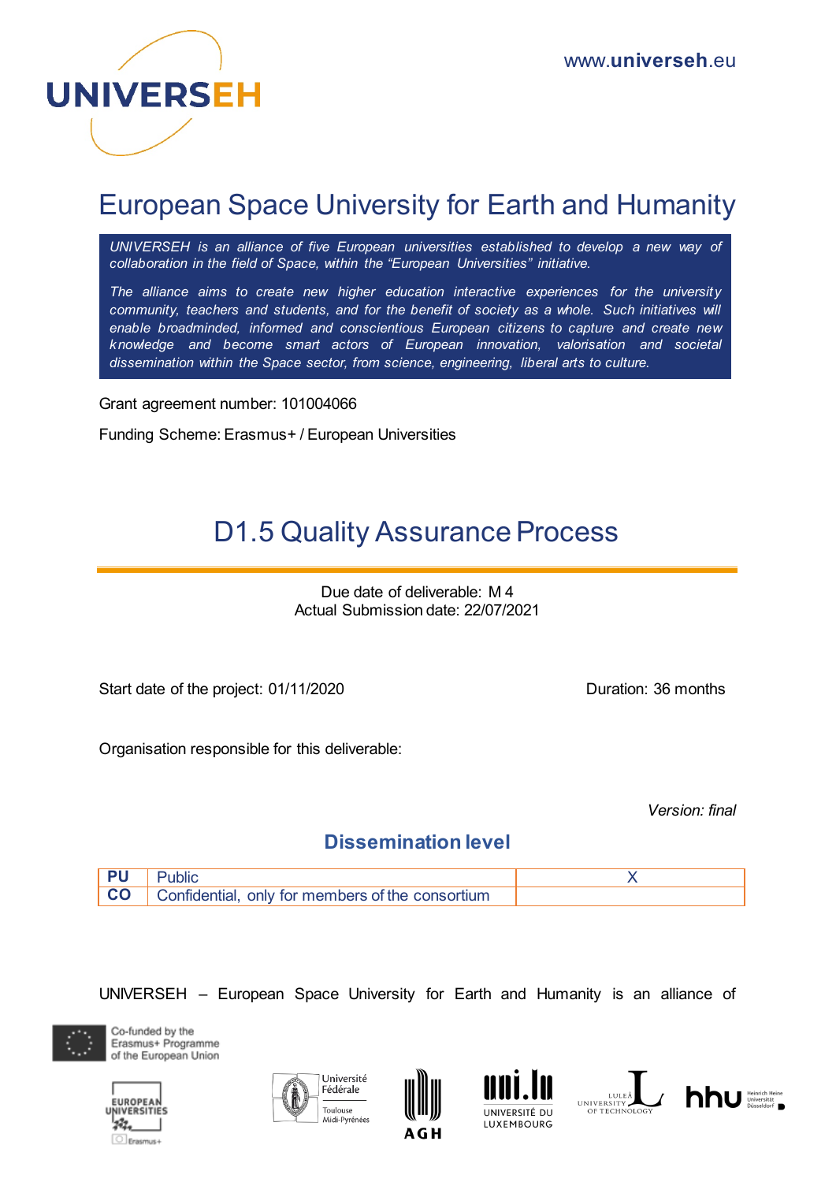UNIVERSEH

www.universeh.eu

# European Space University for Earth and Humanity

*UNIVERSEH is an alliance of five European universities established to develop a new way of collaboration in the field of Space, within the "European Universities" initiative.*

*The alliance aims to create new higher education interactive experiences for the university community, teachers and students, and for the benefit of society as a whole. Such initiatives will enable broadminded, informed and conscientious European citizens to capture and create new knowledge and become smart actors of European innovation, valorisation and societal dissemination within the Space sector, from science, engineering, liberal arts to culture.*

Grant agreement number: 101004066

Funding Scheme: Erasmus+ / European Universities

## D1.5 Quality Assurance Process

Due date of deliverable: M 4
Actual Submission date: 22/07/2021

Start date of the project: 01/11/2020

Duration: 36 months

Organisation responsible for this deliverable:

*Version: final*

### Dissemination level

| | | |
|---|---|---|
| **PU** | Public | X |
| **CO** | Confidential, only for members of the consortium | |

UNIVERSEH – European Space University for Earth and Humanity is an alliance of

Co-funded by the Erasmus+ Programme of the European Union

European Universities Erasmus+

Université Fédérale Toulouse Midi-Pyrénées

AGH

Université du Luxembourg

Luleå University of Technology

hhu Heinrich Heine Universität Düsseldorf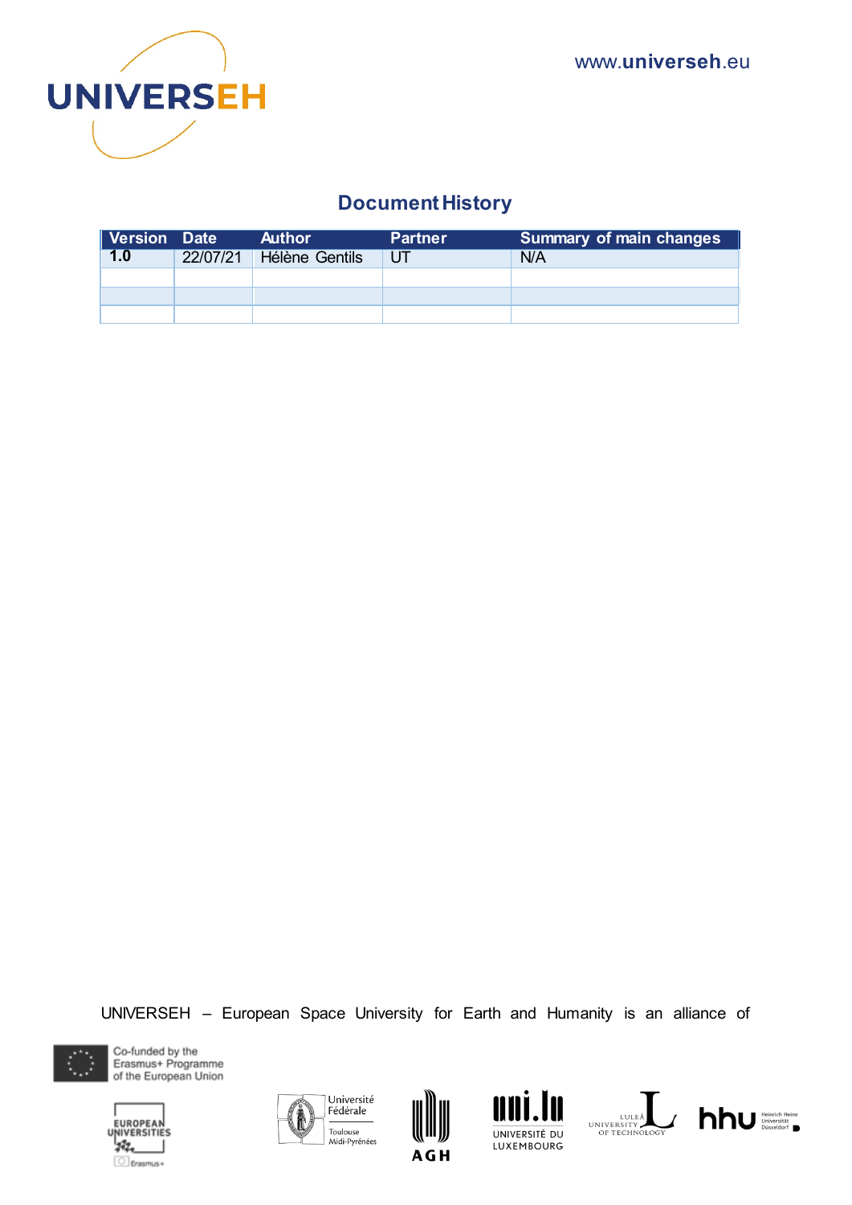## Document History

| Version | Date | Author | Partner | Summary of main changes |
|---|---|---|---|---|
| **1.0** | 22/07/21 | Hélène Gentils | UT | N/A |
| | | | | |
| | | | | |
| | | | | |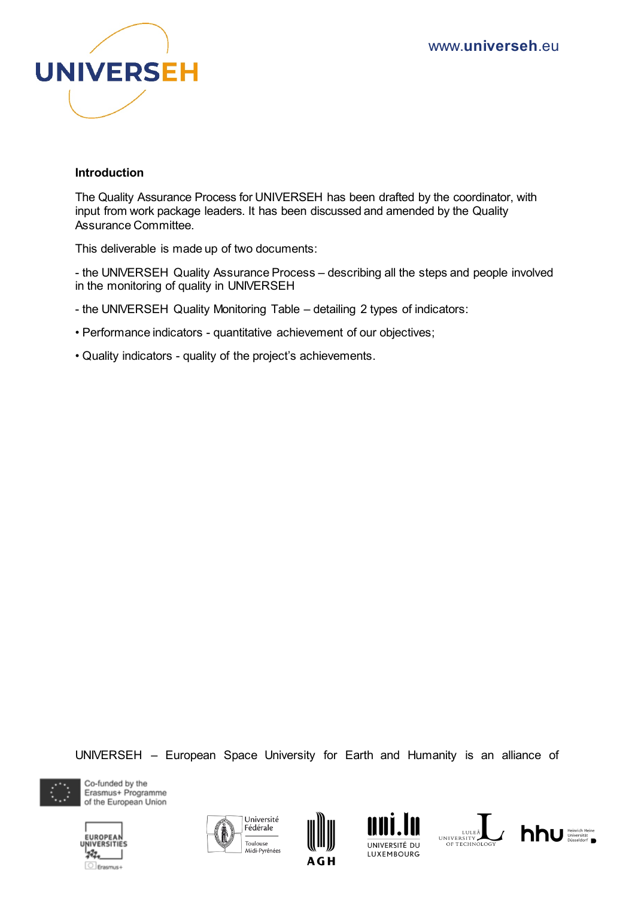**Introduction**

The Quality Assurance Process for UNIVERSEH has been drafted by the coordinator, with input from work package leaders. It has been discussed and amended by the Quality Assurance Committee.

This deliverable is made up of two documents:

- the UNIVERSEH Quality Assurance Process – describing all the steps and people involved in the monitoring of quality in UNIVERSEH

- the UNIVERSEH Quality Monitoring Table – detailing 2 types of indicators:

• Performance indicators - quantitative achievement of our objectives;

• Quality indicators - quality of the project's achievements.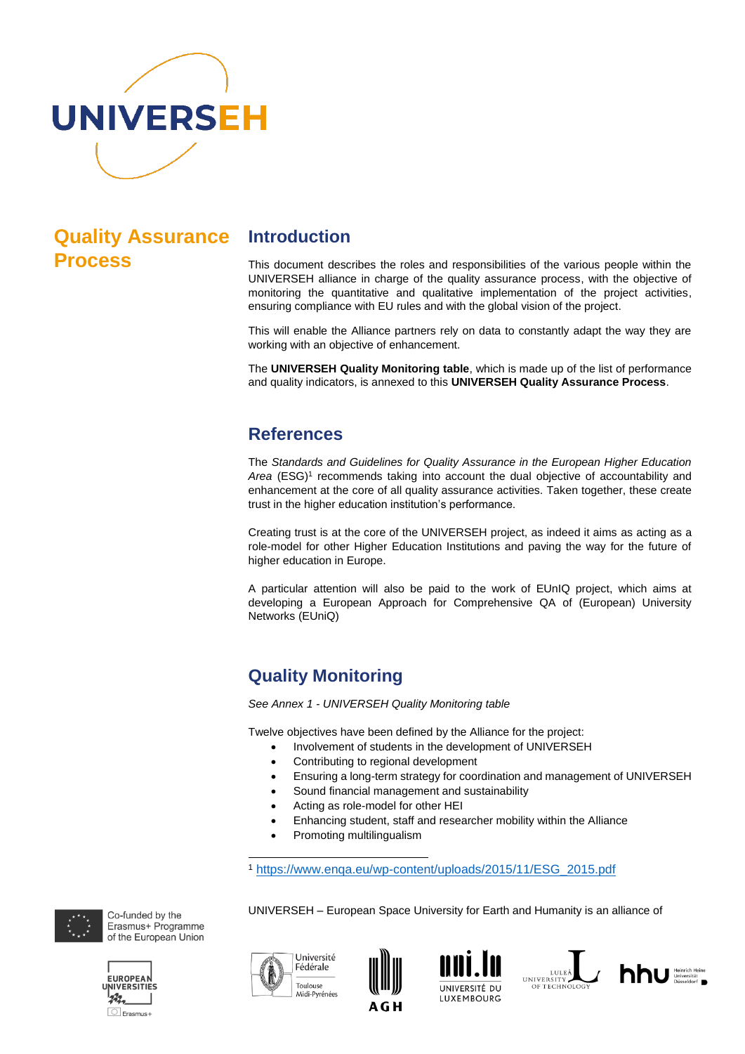# Quality Assurance Process

## Introduction

This document describes the roles and responsibilities of the various people within the UNIVERSEH alliance in charge of the quality assurance process, with the objective of monitoring the quantitative and qualitative implementation of the project activities, ensuring compliance with EU rules and with the global vision of the project.

This will enable the Alliance partners rely on data to constantly adapt the way they are working with an objective of enhancement.

The **UNIVERSEH Quality Monitoring table**, which is made up of the list of performance and quality indicators, is annexed to this **UNIVERSEH Quality Assurance Process**.

## References

The *Standards and Guidelines for Quality Assurance in the European Higher Education Area* (ESG)[1] recommends taking into account the dual objective of accountability and enhancement at the core of all quality assurance activities. Taken together, these create trust in the higher education institution's performance.

Creating trust is at the core of the UNIVERSEH project, as indeed it aims as acting as a role-model for other Higher Education Institutions and paving the way for the future of higher education in Europe.

A particular attention will also be paid to the work of EUnIQ project, which aims at developing a European Approach for Comprehensive QA of (European) University Networks (EUniQ)

## Quality Monitoring

*See Annex 1 - UNIVERSEH Quality Monitoring table*

Twelve objectives have been defined by the Alliance for the project:

- Involvement of students in the development of UNIVERSEH
- Contributing to regional development
- Ensuring a long-term strategy for coordination and management of UNIVERSEH
- Sound financial management and sustainability
- Acting as role-model for other HEI
- Enhancing student, staff and researcher mobility within the Alliance
- Promoting multilingualism

[1] https://www.enqa.eu/wp-content/uploads/2015/11/ESG_2015.pdf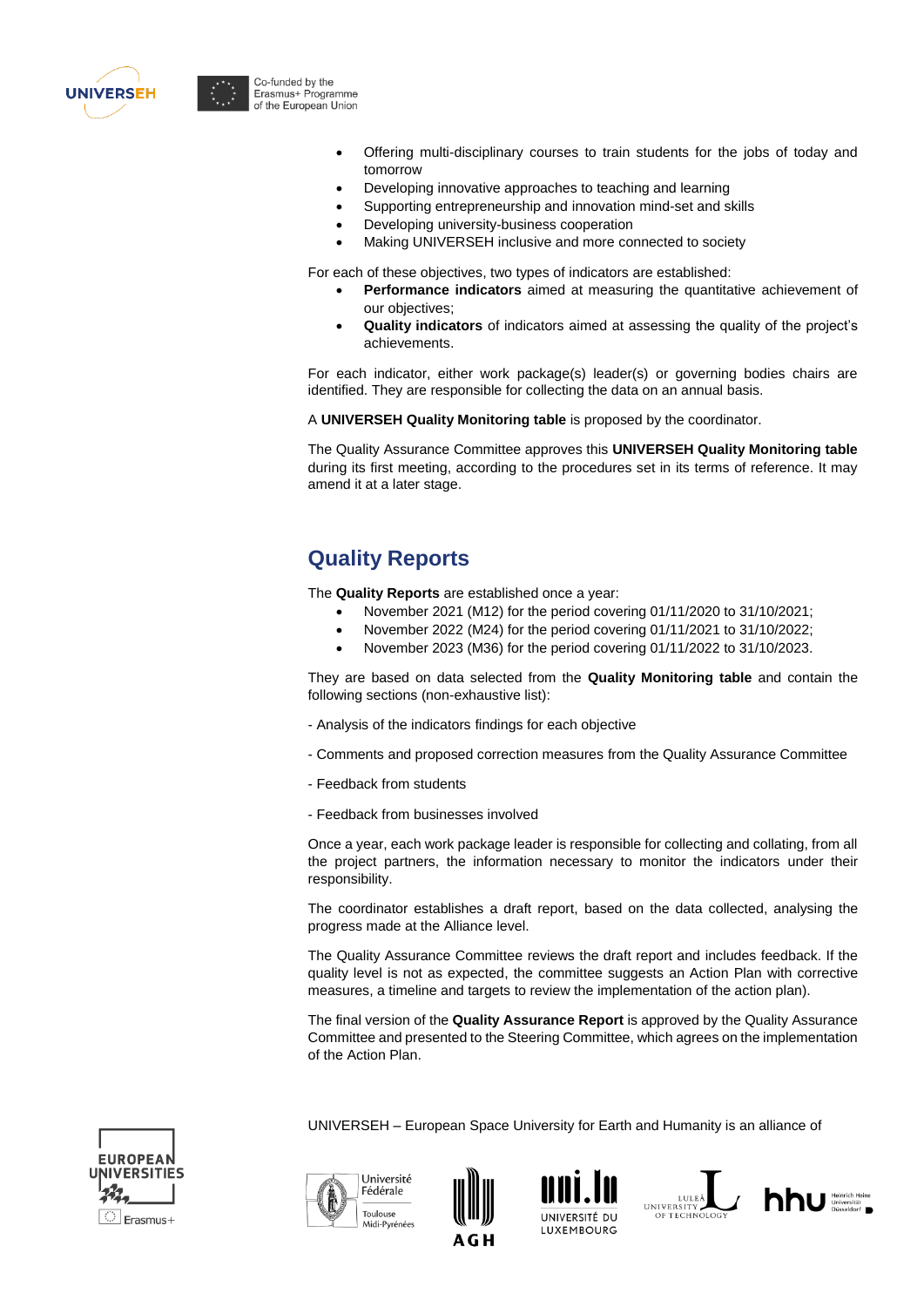- Offering multi-disciplinary courses to train students for the jobs of today and tomorrow
- Developing innovative approaches to teaching and learning
- Supporting entrepreneurship and innovation mind-set and skills
- Developing university-business cooperation
- Making UNIVERSEH inclusive and more connected to society

For each of these objectives, two types of indicators are established:

- **Performance indicators** aimed at measuring the quantitative achievement of our objectives;
- **Quality indicators** of indicators aimed at assessing the quality of the project's achievements.

For each indicator, either work package(s) leader(s) or governing bodies chairs are identified. They are responsible for collecting the data on an annual basis.

A **UNIVERSEH Quality Monitoring table** is proposed by the coordinator.

The Quality Assurance Committee approves this **UNIVERSEH Quality Monitoring table** during its first meeting, according to the procedures set in its terms of reference. It may amend it at a later stage.

## Quality Reports

The **Quality Reports** are established once a year:

- November 2021 (M12) for the period covering 01/11/2020 to 31/10/2021;
- November 2022 (M24) for the period covering 01/11/2021 to 31/10/2022;
- November 2023 (M36) for the period covering 01/11/2022 to 31/10/2023.

They are based on data selected from the **Quality Monitoring table** and contain the following sections (non-exhaustive list):

- Analysis of the indicators findings for each objective

- Comments and proposed correction measures from the Quality Assurance Committee

- Feedback from students

- Feedback from businesses involved

Once a year, each work package leader is responsible for collecting and collating, from all the project partners, the information necessary to monitor the indicators under their responsibility.

The coordinator establishes a draft report, based on the data collected, analysing the progress made at the Alliance level.

The Quality Assurance Committee reviews the draft report and includes feedback. If the quality level is not as expected, the committee suggests an Action Plan with corrective measures, a timeline and targets to review the implementation of the action plan).

The final version of the **Quality Assurance Report** is approved by the Quality Assurance Committee and presented to the Steering Committee, which agrees on the implementation of the Action Plan.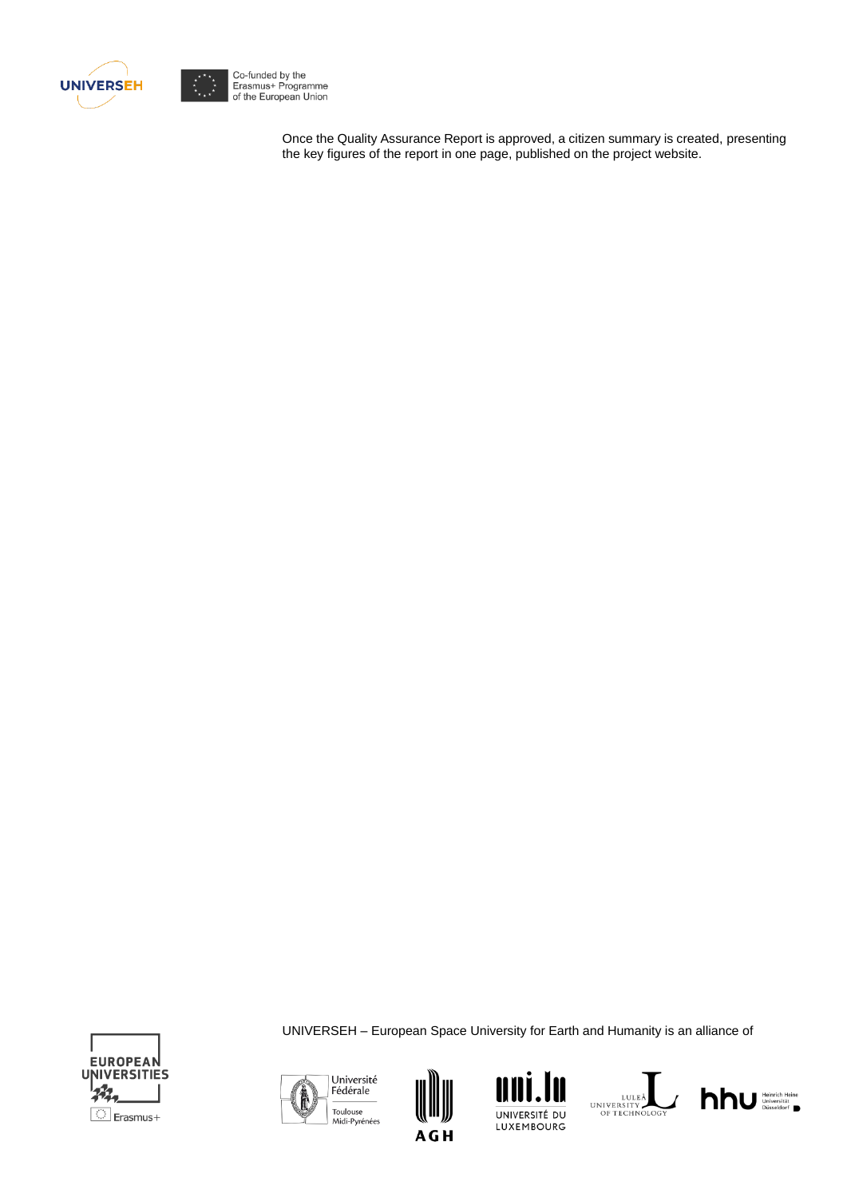Once the Quality Assurance Report is approved, a citizen summary is created, presenting the key figures of the report in one page, published on the project website.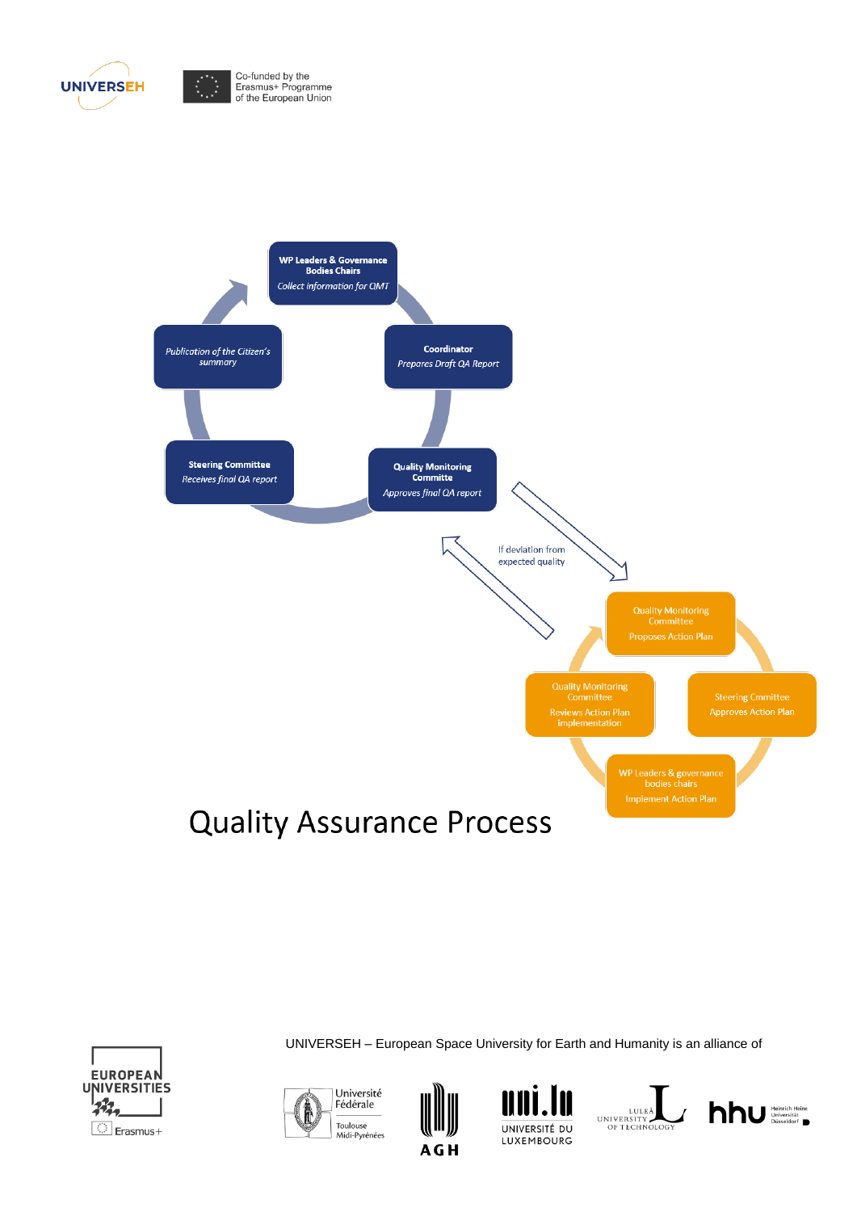WP Leaders & Governance Bodies Chairs
*Collect information for QMT*

Coordinator
*Prepares Draft QA Report*

Quality Monitoring Committe
*Approves final QA report*

Steering Committee
*Receives final QA report*

*Publication of the Citizen's summary*

If deviation from expected quality

Quality Monitoring Committee
Proposes Action Plan

Steering Cmmittee
Approves Action Plan

WP Leaders & governance bodies chairs
Implement Action Plan

Quality Monitoring Committee
Reviews Action Plan implementation

# Quality Assurance Process

UNIVERSEH – European Space University for Earth and Humanity is an alliance of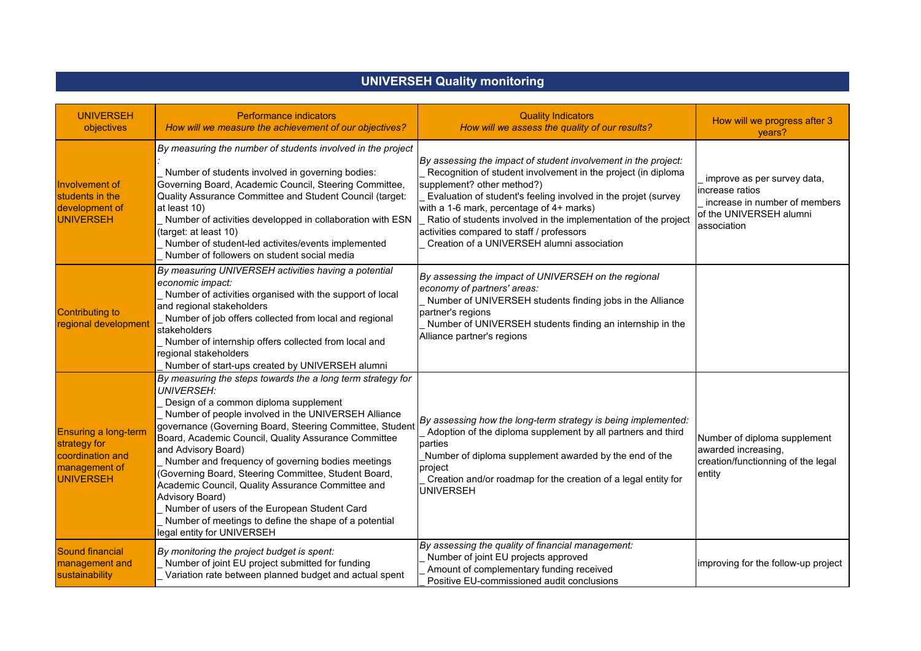# UNIVERSEH Quality monitoring

| UNIVERSEH objectives | Performance indicators *How will we measure the achievement of our objectives?* | Quality Indicators *How will we assess the quality of our results?* | How will we progress after 3 years? |
|---|---|---|---|
| Involvement of students in the development of UNIVERSEH | *By measuring the number of students involved in the project :*<br>_ Number of students involved in governing bodies: Governing Board, Academic Council, Steering Committee, Quality Assurance Committee and Student Council (target: at least 10)<br>_ Number of activities developped in collaboration with ESN (target: at least 10)<br>_ Number of student-led activites/events implemented<br>_ Number of followers on student social media | *By assessing the impact of student involvement in the project:*<br>_ Recognition of student involvement in the project (in diploma supplement? other method?)<br>_ Evaluation of student's feeling involved in the projet (survey with a 1-6 mark, percentage of 4+ marks)<br>_ Ratio of students involved in the implementation of the project activities compared to staff / professors<br>_ Creation of a UNIVERSEH alumni association | _ improve as per survey data, increase ratios<br>_ increase in number of members of the UNIVERSEH alumni association |
| Contributing to regional development | *By measuring UNIVERSEH activities having a potential economic impact:*<br>_ Number of activities organised with the support of local and regional stakeholders<br>_ Number of job offers collected from local and regional stakeholders<br>_ Number of internship offers collected from local and regional stakeholders<br>_ Number of start-ups created by UNIVERSEH alumni | *By assessing the impact of UNIVERSEH on the regional economy of partners' areas:*<br>_ Number of UNIVERSEH students finding jobs in the Alliance partner's regions<br>_ Number of UNIVERSEH students finding an internship in the Alliance partner's regions | |
| Ensuring a long-term strategy for coordination and management of UNIVERSEH | *By measuring the steps towards the a long term strategy for UNIVERSEH:*<br>_ Design of a common diploma supplement<br>_ Number of people involved in the UNIVERSEH Alliance governance (Governing Board, Steering Committee, Student Board, Academic Council, Quality Assurance Committee and Advisory Board)<br>_ Number and frequency of governing bodies meetings (Governing Board, Steering Committee, Student Board, Academic Council, Quality Assurance Committee and Advisory Board)<br>_ Number of users of the European Student Card<br>_ Number of meetings to define the shape of a potential legal entity for UNIVERSEH | *By assessing how the long-term strategy is being implemented:*<br>_ Adoption of the diploma supplement by all partners and third parties<br>_Number of diploma supplement awarded by the end of the project<br>_ Creation and/or roadmap for the creation of a legal entity for UNIVERSEH | Number of diploma supplement awarded increasing, creation/functionning of the legal entity |
| Sound financial management and sustainability | *By monitoring the project budget is spent:*<br>_ Number of joint EU project submitted for funding<br>_ Variation rate between planned budget and actual spent | *By assessing the quality of financial management:*<br>_ Number of joint EU projects approved<br>_ Amount of complementary funding received<br>_ Positive EU-commissioned audit conclusions | improving for the follow-up project |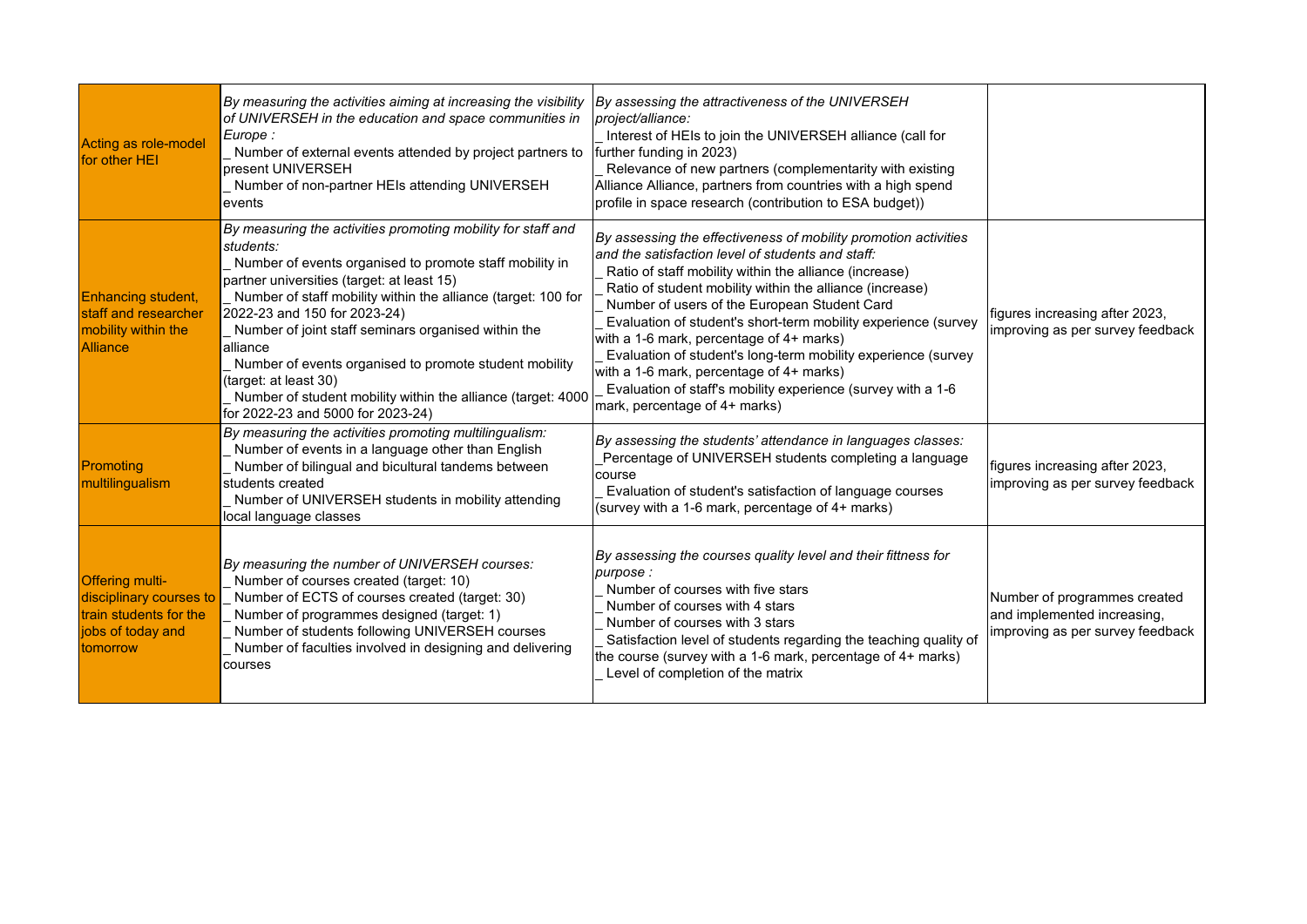| | | | |
|---|---|---|---|
| Acting as role-model for other HEI | *By measuring the activities aiming at increasing the visibility of UNIVERSEH in the education and space communities in Europe :*<br>_ Number of external events attended by project partners to present UNIVERSEH<br>_ Number of non-partner HEIs attending UNIVERSEH events | *By assessing the attractiveness of the UNIVERSEH project/alliance:*<br>_ Interest of HEIs to join the UNIVERSEH alliance (call for further funding in 2023)<br>_ Relevance of new partners (complementarity with existing Alliance Alliance, partners from countries with a high spend profile in space research (contribution to ESA budget)) | |
| Enhancing student, staff and researcher mobility within the Alliance | *By measuring the activities promoting mobility for staff and students:*<br>_ Number of events organised to promote staff mobility in partner universities (target: at least 15)<br>_ Number of staff mobility within the alliance (target: 100 for 2022-23 and 150 for 2023-24)<br>_ Number of joint staff seminars organised within the alliance<br>_ Number of events organised to promote student mobility (target: at least 30)<br>_ Number of student mobility within the alliance (target: 4000 for 2022-23 and 5000 for 2023-24) | *By assessing the effectiveness of mobility promotion activities and the satisfaction level of students and staff:*<br>_ Ratio of staff mobility within the alliance (increase)<br>_ Ratio of student mobility within the alliance (increase)<br>_ Number of users of the European Student Card<br>_ Evaluation of student's short-term mobility experience (survey with a 1-6 mark, percentage of 4+ marks)<br>_ Evaluation of student's long-term mobility experience (survey with a 1-6 mark, percentage of 4+ marks)<br>_ Evaluation of staff's mobility experience (survey with a 1-6 mark, percentage of 4+ marks) | figures increasing after 2023, improving as per survey feedback |
| Promoting multilingualism | *By measuring the activities promoting multilingualism:*<br>_ Number of events in a language other than English<br>_ Number of bilingual and bicultural tandems between students created<br>_ Number of UNIVERSEH students in mobility attending local language classes | *By assessing the students' attendance in languages classes:*<br>_Percentage of UNIVERSEH students completing a language course<br>_ Evaluation of student's satisfaction of language courses (survey with a 1-6 mark, percentage of 4+ marks) | figures increasing after 2023, improving as per survey feedback |
| Offering multi-disciplinary courses to train students for the jobs of today and tomorrow | *By measuring the number of UNIVERSEH courses:*<br>_ Number of courses created (target: 10)<br>_ Number of ECTS of courses created (target: 30)<br>_ Number of programmes designed (target: 1)<br>_ Number of students following UNIVERSEH courses<br>_ Number of faculties involved in designing and delivering courses | *By assessing the courses quality level and their fittness for purpose :*<br>_ Number of courses with five stars<br>_ Number of courses with 4 stars<br>_ Number of courses with 3 stars<br>_ Satisfaction level of students regarding the teaching quality of the course (survey with a 1-6 mark, percentage of 4+ marks)<br>_ Level of completion of the matrix | Number of programmes created and implemented increasing, improving as per survey feedback |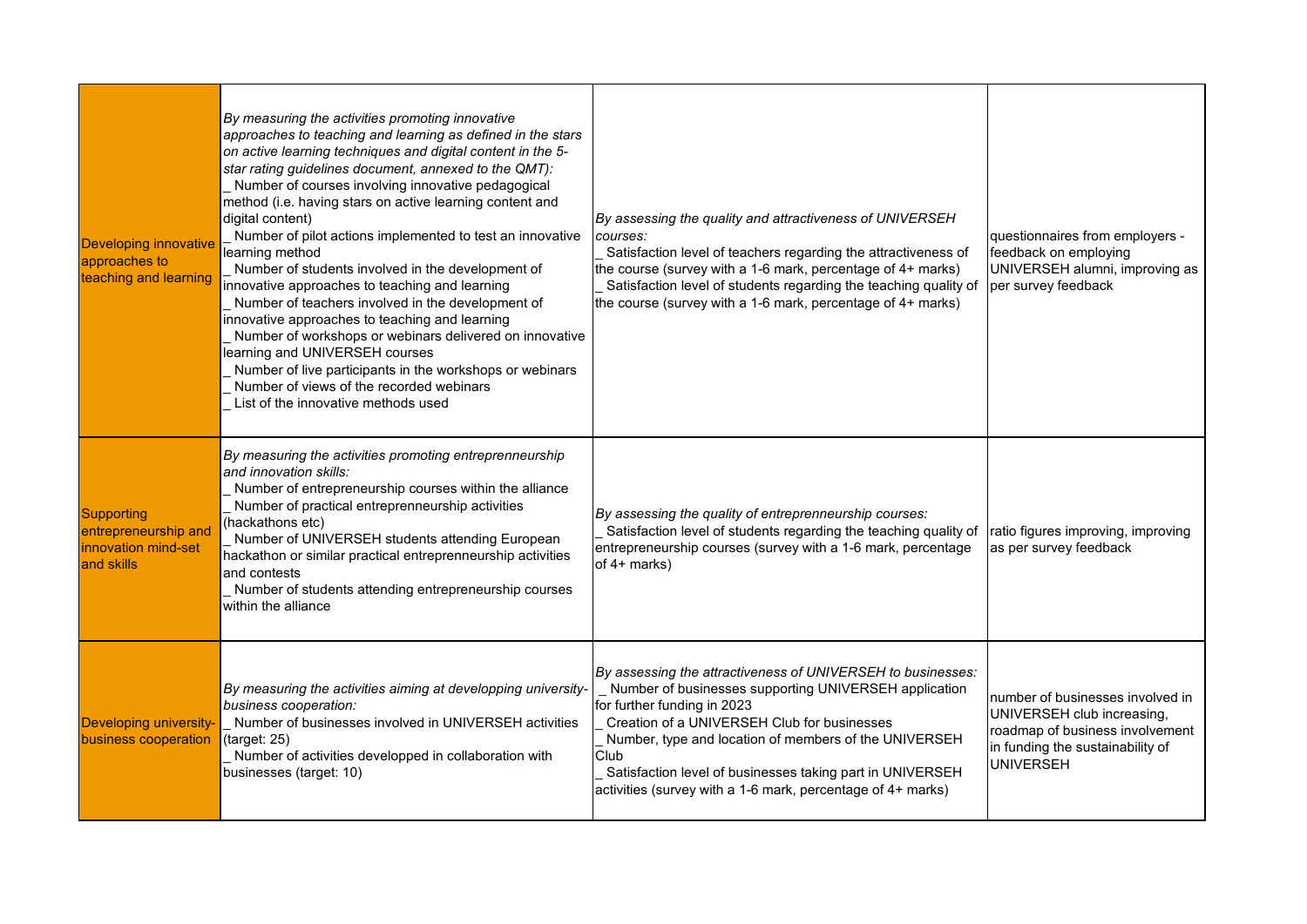| | | | |
|---|---|---|---|
| Developing innovative approaches to teaching and learning | *By measuring the activities promoting innovative approaches to teaching and learning as defined in the stars on active learning techniques and digital content in the 5-star rating guidelines document, annexed to the QMT):*<br>_ Number of courses involving innovative pedagogical method (i.e. having stars on active learning content and digital content)<br>_ Number of pilot actions implemented to test an innovative learning method<br>_ Number of students involved in the development of innovative approaches to teaching and learning<br>_ Number of teachers involved in the development of innovative approaches to teaching and learning<br>_ Number of workshops or webinars delivered on innovative learning and UNIVERSEH courses<br>_ Number of live participants in the workshops or webinars<br>_ Number of views of the recorded webinars<br>_ List of the innovative methods used | *By assessing the quality and attractiveness of UNIVERSEH courses:*<br>_ Satisfaction level of teachers regarding the attractiveness of the course (survey with a 1-6 mark, percentage of 4+ marks)<br>_ Satisfaction level of students regarding the teaching quality of the course (survey with a 1-6 mark, percentage of 4+ marks) | questionnaires from employers - feedback on employing UNIVERSEH alumni, improving as per survey feedback |
| Supporting entrepreneurship and innovation mind-set and skills | *By measuring the activities promoting entrepreneurship and innovation skills:*<br>_ Number of entrepreneurship courses within the alliance<br>_ Number of practical entrepreneurship activities (hackathons etc)<br>_ Number of UNIVERSEH students attending European hackathon or similar practical entrepreneurship activities and contests<br>_ Number of students attending entrepreneurship courses within the alliance | *By assessing the quality of entrepreneurship courses:*<br>_ Satisfaction level of students regarding the teaching quality of entrepreneurship courses (survey with a 1-6 mark, percentage of 4+ marks) | ratio figures improving, improving as per survey feedback |
| Developing university-business cooperation | *By measuring the activities aiming at developping university-business cooperation:*<br>_ Number of businesses involved in UNIVERSEH activities (target: 25)<br>_ Number of activities developped in collaboration with businesses (target: 10) | *By assessing the attractiveness of UNIVERSEH to businesses:*<br>_ Number of businesses supporting UNIVERSEH application for further funding in 2023<br>_ Creation of a UNIVERSEH Club for businesses<br>_ Number, type and location of members of the UNIVERSEH Club<br>_ Satisfaction level of businesses taking part in UNIVERSEH activities (survey with a 1-6 mark, percentage of 4+ marks) | number of businesses involved in UNIVERSEH club increasing, roadmap of business involvement in funding the sustainability of UNIVERSEH |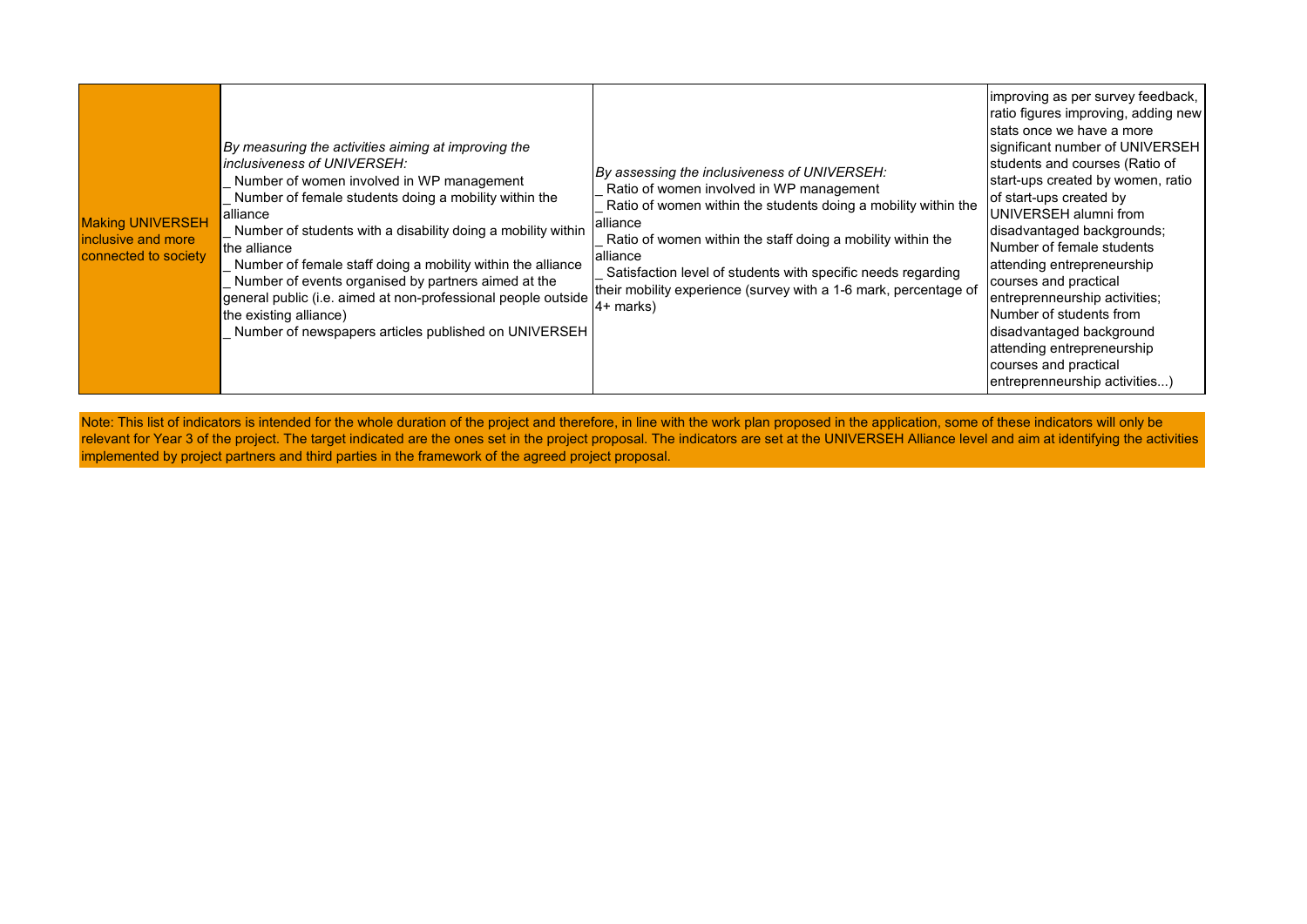| | | | |
|---|---|---|---|
| Making UNIVERSEH inclusive and more connected to society | *By measuring the activities aiming at improving the inclusiveness of UNIVERSEH:*<br>_ Number of women involved in WP management<br>_ Number of female students doing a mobility within the alliance<br>_ Number of students with a disability doing a mobility within the alliance<br>_ Number of female staff doing a mobility within the alliance<br>_ Number of events organised by partners aimed at the general public (i.e. aimed at non-professional people outside the existing alliance)<br>_ Number of newspapers articles published on UNIVERSEH | *By assessing the inclusiveness of UNIVERSEH:*<br>_ Ratio of women involved in WP management<br>_ Ratio of women within the students doing a mobility within the alliance<br>_ Ratio of women within the staff doing a mobility within the alliance<br>_ Satisfaction level of students with specific needs regarding their mobility experience (survey with a 1-6 mark, percentage of 4+ marks) | improving as per survey feedback, ratio figures improving, adding new stats once we have a more significant number of UNIVERSEH students and courses (Ratio of start-ups created by women, ratio of start-ups created by UNIVERSEH alumni from disadvantaged backgrounds; Number of female students attending entrepreneurship courses and practical entreprenneurship activities; Number of students from disadvantaged background attending entrepreneurship courses and practical entreprenneurship activities...) |

Note: This list of indicators is intended for the whole duration of the project and therefore, in line with the work plan proposed in the application, some of these indicators will only be relevant for Year 3 of the project. The target indicated are the ones set in the project proposal. The indicators are set at the UNIVERSEH Alliance level and aim at identifying the activities implemented by project partners and third parties in the framework of the agreed project proposal.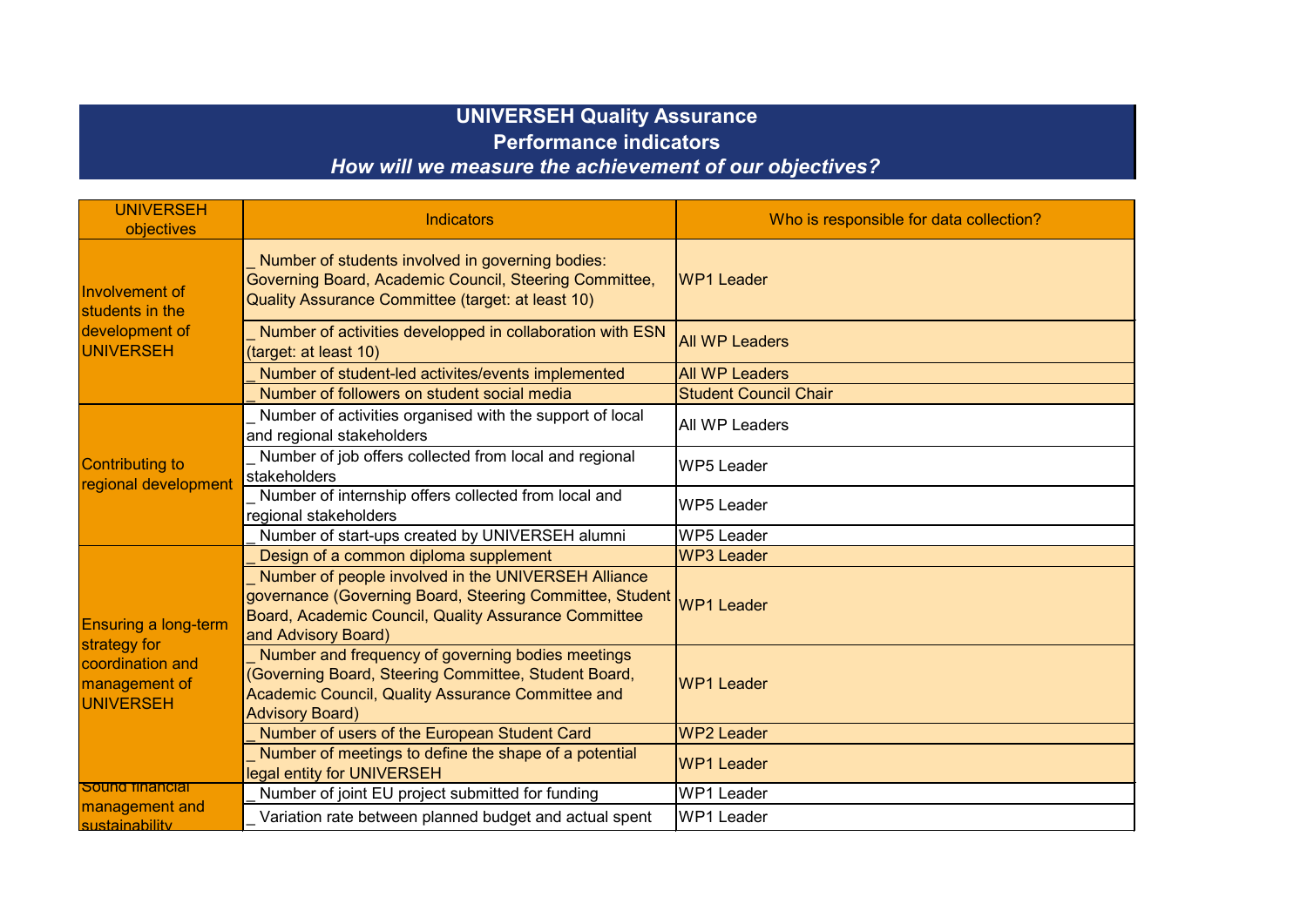# UNIVERSEH Quality Assurance
## Performance indicators
### *How will we measure the achievement of our objectives?*

| UNIVERSEH objectives | Indicators | Who is responsible for data collection? |
|---|---|---|
| Involvement of students in the development of UNIVERSEH | _ Number of students involved in governing bodies: Governing Board, Academic Council, Steering Committee, Quality Assurance Committee (target: at least 10) | WP1 Leader |
| | _ Number of activities developped in collaboration with ESN (target: at least 10) | All WP Leaders |
| | _ Number of student-led activites/events implemented | All WP Leaders |
| | _ Number of followers on student social media | Student Council Chair |
| Contributing to regional development | _ Number of activities organised with the support of local and regional stakeholders | All WP Leaders |
| | _ Number of job offers collected from local and regional stakeholders | WP5 Leader |
| | _ Number of internship offers collected from local and regional stakeholders | WP5 Leader |
| | _ Number of start-ups created by UNIVERSEH alumni | WP5 Leader |
| Ensuring a long-term strategy for coordination and management of UNIVERSEH | _ Design of a common diploma supplement | WP3 Leader |
| | _ Number of people involved in the UNIVERSEH Alliance governance (Governing Board, Steering Committee, Student Board, Academic Council, Quality Assurance Committee and Advisory Board) | WP1 Leader |
| | _ Number and frequency of governing bodies meetings (Governing Board, Steering Committee, Student Board, Academic Council, Quality Assurance Committee and Advisory Board) | WP1 Leader |
| | _ Number of users of the European Student Card | WP2 Leader |
| | _ Number of meetings to define the shape of a potential legal entity for UNIVERSEH | WP1 Leader |
| Sound financial management and sustainability | _ Number of joint EU project submitted for funding | WP1 Leader |
| | _ Variation rate between planned budget and actual spent | WP1 Leader |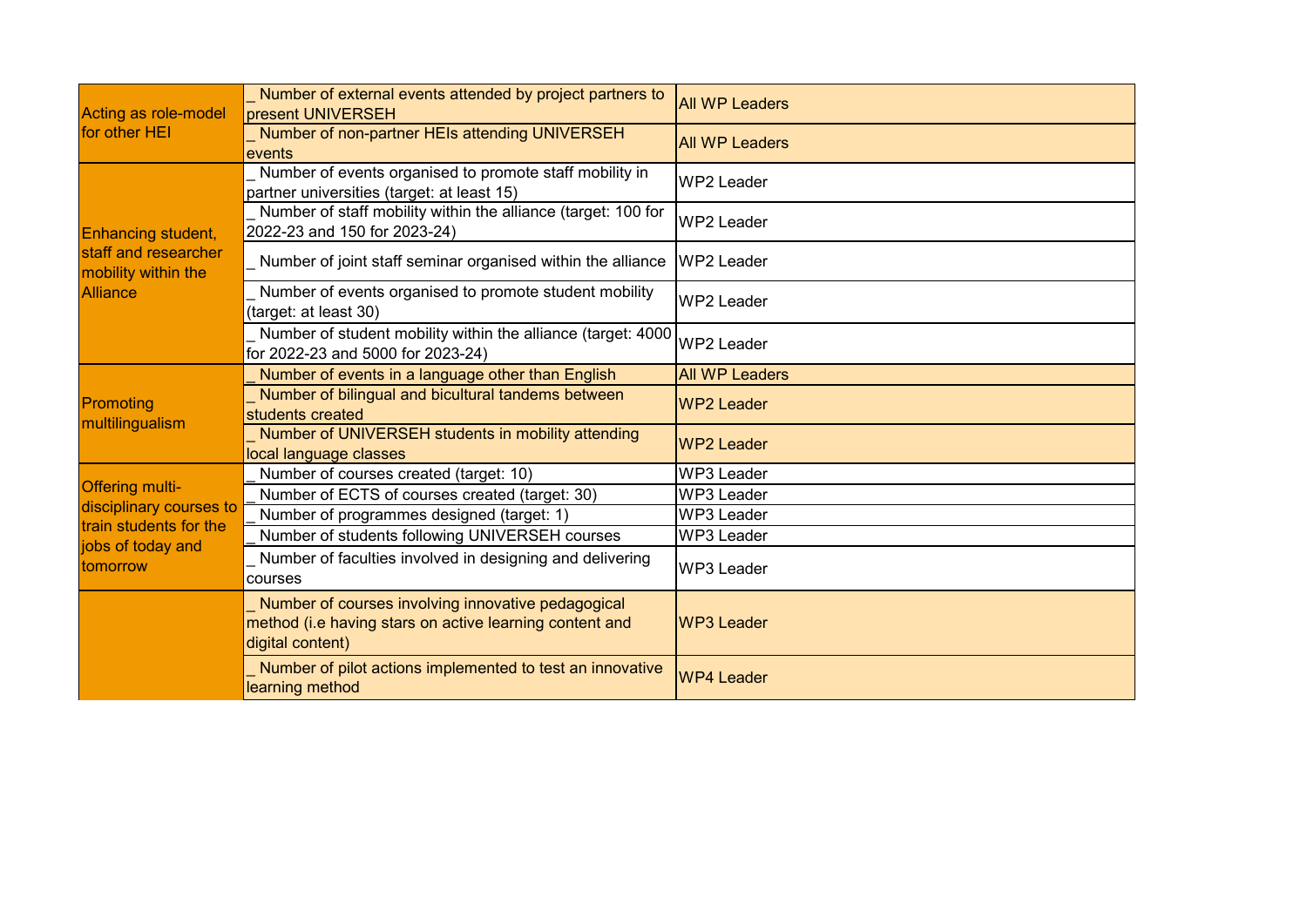| | | |
|---|---|---|
| Acting as role-model for other HEI | _ Number of external events attended by project partners to present UNIVERSEH | All WP Leaders |
| | _ Number of non-partner HEIs attending UNIVERSEH events | All WP Leaders |
| Enhancing student, staff and researcher mobility within the Alliance | _ Number of events organised to promote staff mobility in partner universities (target: at least 15) | WP2 Leader |
| | _ Number of staff mobility within the alliance (target: 100 for 2022-23 and 150 for 2023-24) | WP2 Leader |
| | _ Number of joint staff seminar organised within the alliance | WP2 Leader |
| | _ Number of events organised to promote student mobility (target: at least 30) | WP2 Leader |
| | _ Number of student mobility within the alliance (target: 4000 for 2022-23 and 5000 for 2023-24) | WP2 Leader |
| Promoting multilingualism | _ Number of events in a language other than English | All WP Leaders |
| | _ Number of bilingual and bicultural tandems between students created | WP2 Leader |
| | _ Number of UNIVERSEH students in mobility attending local language classes | WP2 Leader |
| Offering multi-disciplinary courses to train students for the jobs of today and tomorrow | _ Number of courses created (target: 10) | WP3 Leader |
| | _ Number of ECTS of courses created (target: 30) | WP3 Leader |
| | _ Number of programmes designed (target: 1) | WP3 Leader |
| | _ Number of students following UNIVERSEH courses | WP3 Leader |
| | _ Number of faculties involved in designing and delivering courses | WP3 Leader |
| | _ Number of courses involving innovative pedagogical method (i.e having stars on active learning content and digital content) | WP3 Leader |
| | _ Number of pilot actions implemented to test an innovative learning method | WP4 Leader |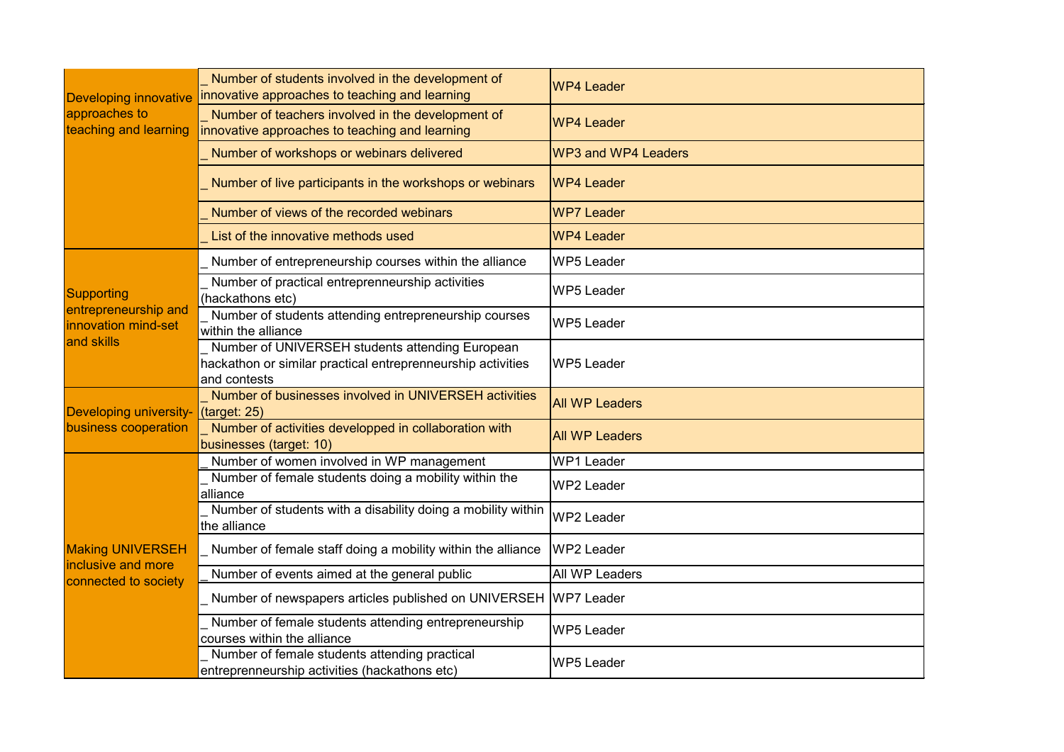| | | |
|---|---|---|
| Developing innovative approaches to teaching and learning | _ Number of students involved in the development of innovative approaches to teaching and learning | WP4 Leader |
| | _ Number of teachers involved in the development of innovative approaches to teaching and learning | WP4 Leader |
| | _ Number of workshops or webinars delivered | WP3 and WP4 Leaders |
| | _ Number of live participants in the workshops or webinars | WP4 Leader |
| | _ Number of views of the recorded webinars | WP7 Leader |
| | _ List of the innovative methods used | WP4 Leader |
| Supporting entrepreneurship and innovation mind-set and skills | _ Number of entrepreneurship courses within the alliance | WP5 Leader |
| | _ Number of practical entreprenneurship activities (hackathons etc) | WP5 Leader |
| | _ Number of students attending entrepreneurship courses within the alliance | WP5 Leader |
| | _ Number of UNIVERSEH students attending European hackathon or similar practical entreprenneurship activities and contests | WP5 Leader |
| Developing university-business cooperation | _ Number of businesses involved in UNIVERSEH activities (target: 25) | All WP Leaders |
| | _ Number of activities developped in collaboration with businesses (target: 10) | All WP Leaders |
| Making UNIVERSEH inclusive and more connected to society | _ Number of women involved in WP management | WP1 Leader |
| | _ Number of female students doing a mobility within the alliance | WP2 Leader |
| | _ Number of students with a disability doing a mobility within the alliance | WP2 Leader |
| | _ Number of female staff doing a mobility within the alliance | WP2 Leader |
| | _ Number of events aimed at the general public | All WP Leaders |
| | _ Number of newspapers articles published on UNIVERSEH | WP7 Leader |
| | _ Number of female students attending entrepreneurship courses within the alliance | WP5 Leader |
| | _ Number of female students attending practical entreprenneurship activities (hackathons etc) | WP5 Leader |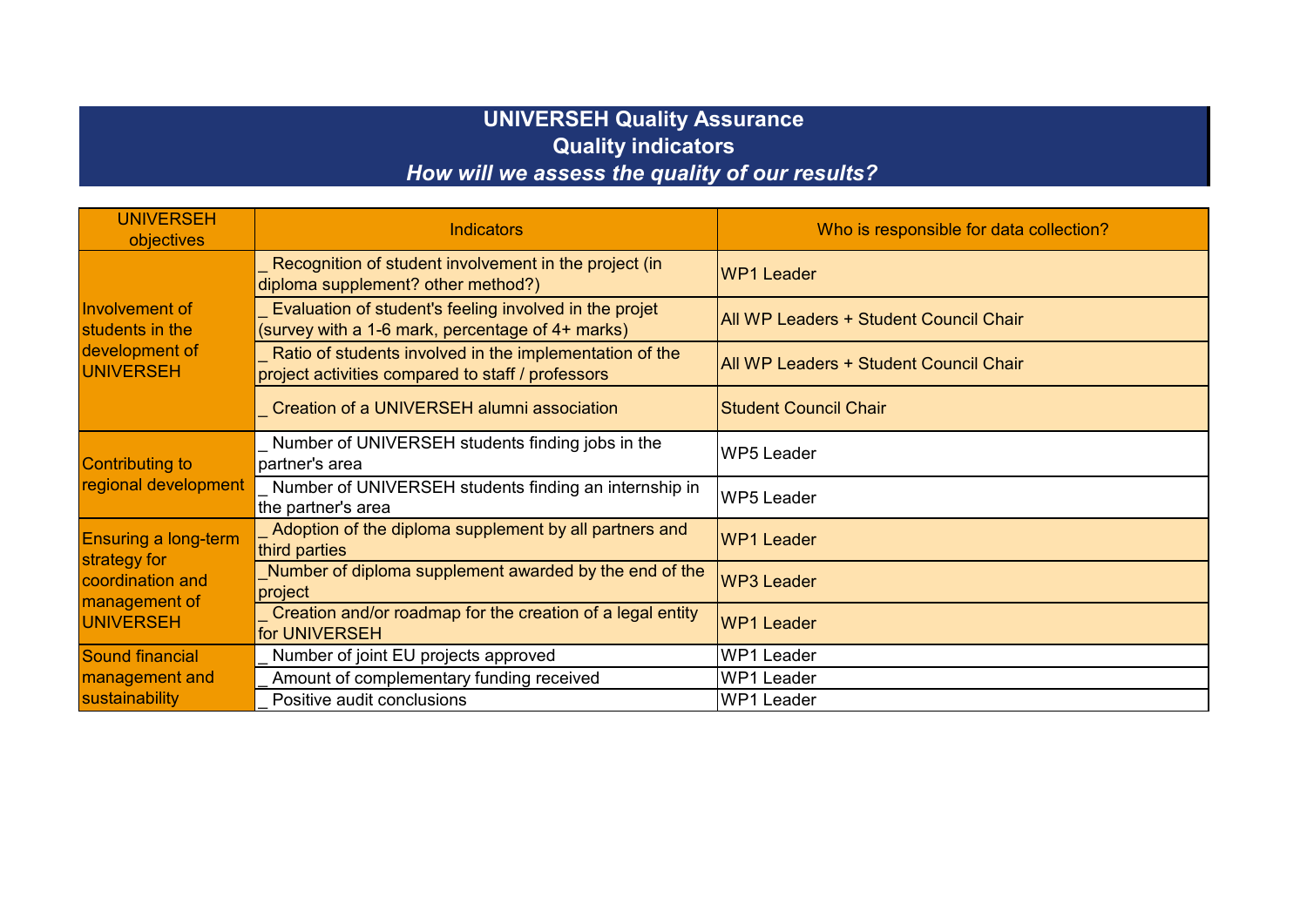# UNIVERSEH Quality Assurance

## Quality indicators

### *How will we assess the quality of our results?*

| UNIVERSEH objectives | Indicators | Who is responsible for data collection? |
| --- | --- | --- |
| Involvement of students in the development of UNIVERSEH | _ Recognition of student involvement in the project (in diploma supplement? other method?) | WP1 Leader |
| | _ Evaluation of student's feeling involved in the projet (survey with a 1-6 mark, percentage of 4+ marks) | All WP Leaders + Student Council Chair |
| | _ Ratio of students involved in the implementation of the project activities compared to staff / professors | All WP Leaders + Student Council Chair |
| | _ Creation of a UNIVERSEH alumni association | Student Council Chair |
| Contributing to regional development | _ Number of UNIVERSEH students finding jobs in the partner's area | WP5 Leader |
| | _ Number of UNIVERSEH students finding an internship in the partner's area | WP5 Leader |
| Ensuring a long-term strategy for coordination and management of UNIVERSEH | _ Adoption of the diploma supplement by all partners and third parties | WP1 Leader |
| | _Number of diploma supplement awarded by the end of the project | WP3 Leader |
| | _ Creation and/or roadmap for the creation of a legal entity for UNIVERSEH | WP1 Leader |
| Sound financial management and sustainability | _ Number of joint EU projects approved | WP1 Leader |
| | _ Amount of complementary funding received | WP1 Leader |
| | _ Positive audit conclusions | WP1 Leader |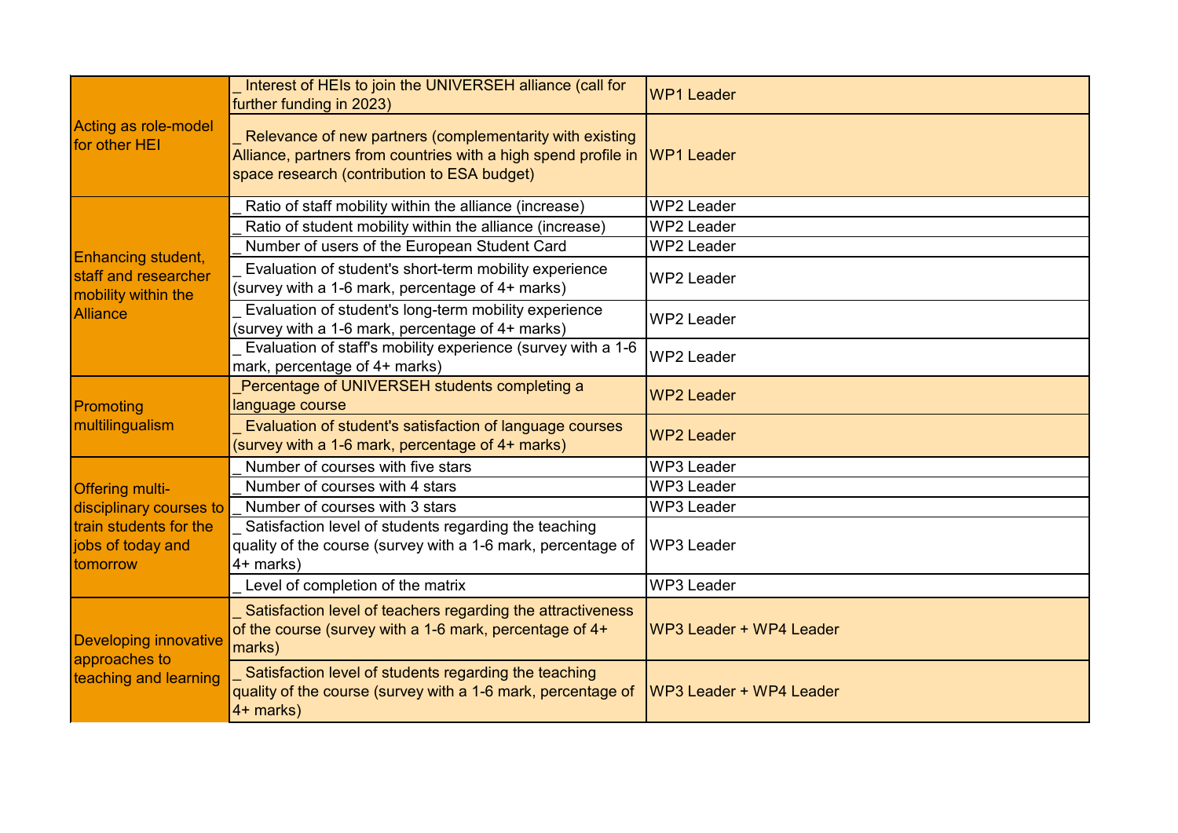| | | |
|---|---|---|
| Acting as role-model for other HEI | _ Interest of HEIs to join the UNIVERSEH alliance (call for further funding in 2023) | WP1 Leader |
| | _ Relevance of new partners (complementarity with existing Alliance, partners from countries with a high spend profile in space research (contribution to ESA budget) | WP1 Leader |
| Enhancing student, staff and researcher mobility within the Alliance | _ Ratio of staff mobility within the alliance (increase) | WP2 Leader |
| | _ Ratio of student mobility within the alliance (increase) | WP2 Leader |
| | _ Number of users of the European Student Card | WP2 Leader |
| | _ Evaluation of student's short-term mobility experience (survey with a 1-6 mark, percentage of 4+ marks) | WP2 Leader |
| | _ Evaluation of student's long-term mobility experience (survey with a 1-6 mark, percentage of 4+ marks) | WP2 Leader |
| | _ Evaluation of staff's mobility experience (survey with a 1-6 mark, percentage of 4+ marks) | WP2 Leader |
| Promoting multilingualism | _Percentage of UNIVERSEH students completing a language course | WP2 Leader |
| | _ Evaluation of student's satisfaction of language courses (survey with a 1-6 mark, percentage of 4+ marks) | WP2 Leader |
| Offering multi-disciplinary courses to train students for the jobs of today and tomorrow | _ Number of courses with five stars | WP3 Leader |
| | _ Number of courses with 4 stars | WP3 Leader |
| | _ Number of courses with 3 stars | WP3 Leader |
| | _ Satisfaction level of students regarding the teaching quality of the course (survey with a 1-6 mark, percentage of 4+ marks) | WP3 Leader |
| | _ Level of completion of the matrix | WP3 Leader |
| Developing innovative approaches to teaching and learning | _ Satisfaction level of teachers regarding the attractiveness of the course (survey with a 1-6 mark, percentage of 4+ marks) | WP3 Leader + WP4 Leader |
| | _ Satisfaction level of students regarding the teaching quality of the course (survey with a 1-6 mark, percentage of 4+ marks) | WP3 Leader + WP4 Leader |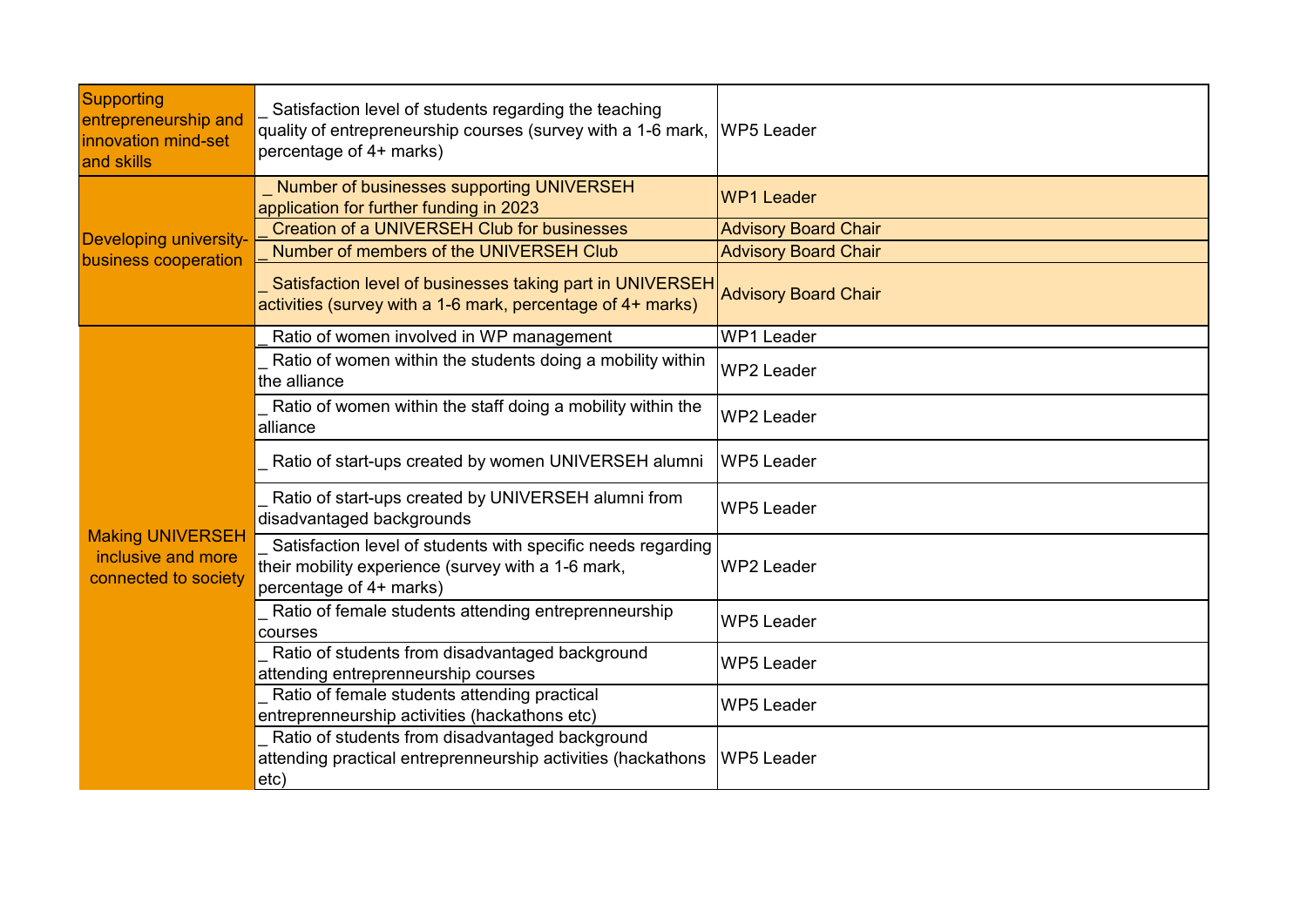| | | |
|---|---|---|
| Supporting entrepreneurship and innovation mind-set and skills | _ Satisfaction level of students regarding the teaching quality of entrepreneurship courses (survey with a 1-6 mark, percentage of 4+ marks) | WP5 Leader |
| Developing university-business cooperation | _ Number of businesses supporting UNIVERSEH application for further funding in 2023 | WP1 Leader |
| | _ Creation of a UNIVERSEH Club for businesses | Advisory Board Chair |
| | _ Number of members of the UNIVERSEH Club | Advisory Board Chair |
| | _ Satisfaction level of businesses taking part in UNIVERSEH activities (survey with a 1-6 mark, percentage of 4+ marks) | Advisory Board Chair |
| Making UNIVERSEH inclusive and more connected to society | _ Ratio of women involved in WP management | WP1 Leader |
| | _ Ratio of women within the students doing a mobility within the alliance | WP2 Leader |
| | _ Ratio of women within the staff doing a mobility within the alliance | WP2 Leader |
| | _ Ratio of start-ups created by women UNIVERSEH alumni | WP5 Leader |
| | _ Ratio of start-ups created by UNIVERSEH alumni from disadvantaged backgrounds | WP5 Leader |
| | _ Satisfaction level of students with specific needs regarding their mobility experience (survey with a 1-6 mark, percentage of 4+ marks) | WP2 Leader |
| | _ Ratio of female students attending entreprenneurship courses | WP5 Leader |
| | _ Ratio of students from disadvantaged background attending entreprenneurship courses | WP5 Leader |
| | _ Ratio of female students attending practical entreprenneurship activities (hackathons etc) | WP5 Leader |
| | _ Ratio of students from disadvantaged background attending practical entreprenneurship activities (hackathons etc) | WP5 Leader |